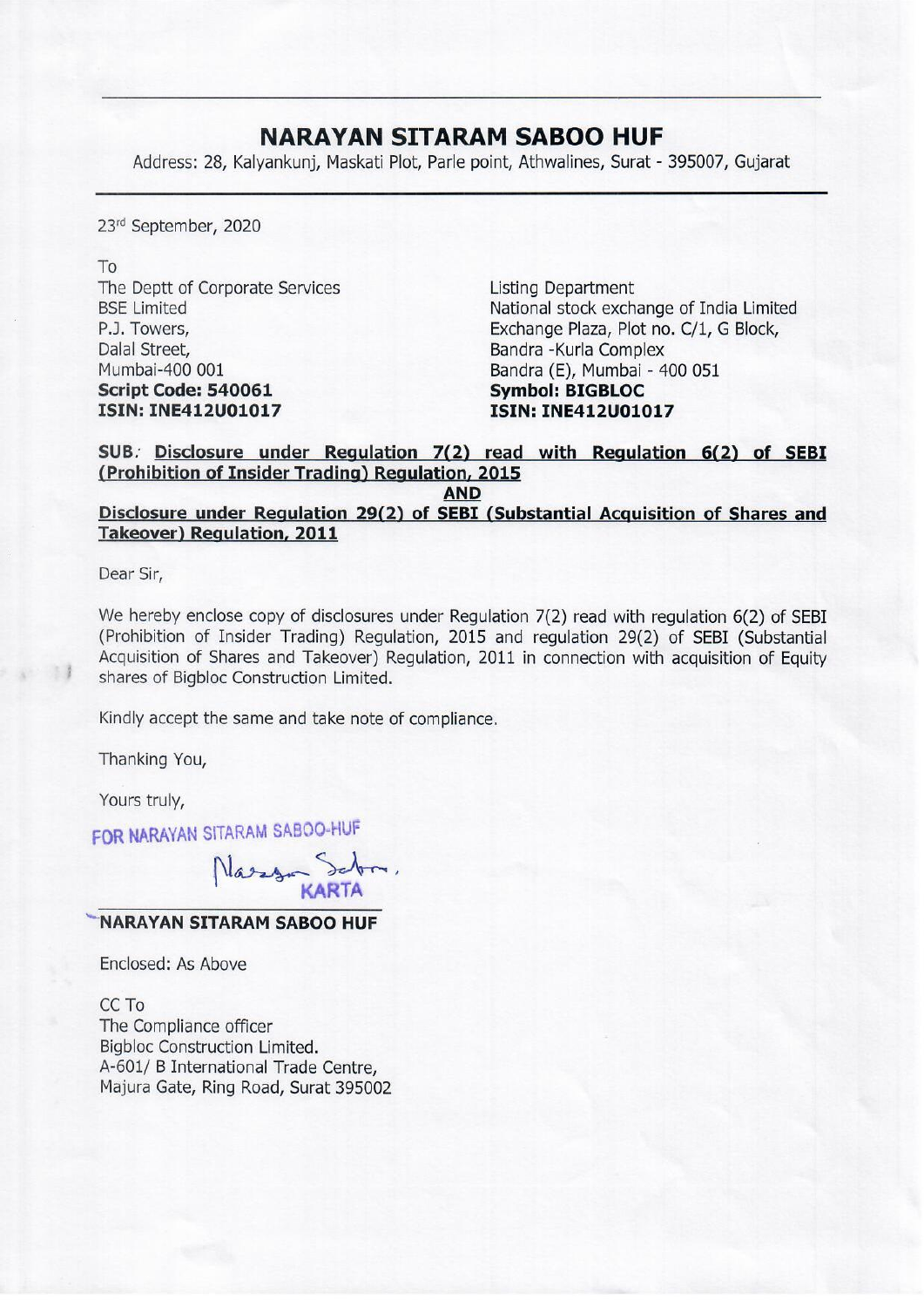# NARAYAN SITARAM SABOO HUF

Address: 28, Kalyankunj, Maskati Plot, Parle point, Athwalines, Surat - 395007, Gujarat

23rd September, 2020

To

The Deptt of Corporate Services
BSE Limited
P.J. Towers,
Dalal Street,
Mumbai-400 001
**Script Code: 540061**
**ISIN: INE412U01017**

Listing Department
National stock exchange of India Limited
Exchange Plaza, Plot no. C/1, G Block,
Bandra -Kurla Complex
Bandra (E), Mumbai - 400 051
**Symbol: BIGBLOC**
**ISIN: INE412U01017**

**SUB: Disclosure under Regulation 7(2) read with Regulation 6(2) of SEBI (Prohibition of Insider Trading) Regulation, 2015**

**AND**

**Disclosure under Regulation 29(2) of SEBI (Substantial Acquisition of Shares and Takeover) Regulation, 2011**

Dear Sir,

We hereby enclose copy of disclosures under Regulation 7(2) read with regulation 6(2) of SEBI (Prohibition of Insider Trading) Regulation, 2015 and regulation 29(2) of SEBI (Substantial Acquisition of Shares and Takeover) Regulation, 2011 in connection with acquisition of Equity shares of Bigbloc Construction Limited.

Kindly accept the same and take note of compliance.

Thanking You,

Yours truly,

FOR NARAYAN SITARAM SABOO-HUF

KARTA

**NARAYAN SITARAM SABOO HUF**

Enclosed: As Above

CC To
The Compliance officer
Bigbloc Construction Limited.
A-601/ B International Trade Centre,
Majura Gate, Ring Road, Surat 395002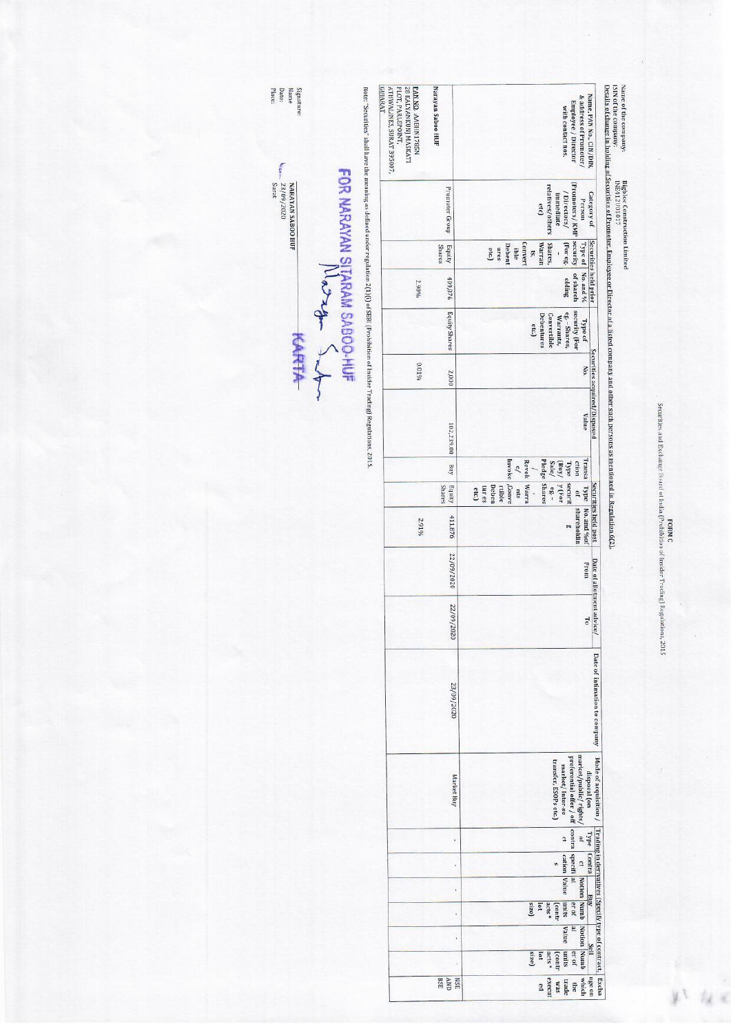FORM C

Securities and Exchange Board of India (Prohibition of Insider Trading) Regulations, 2015

Name of the company: Bigbloc Construction Limited

ISIN of the company: INE412U01017

Details of change in holding of Securities of Promoter, Employee or Director of a listed company and other such persons as mentioned in Regulation 6(2).

| Name, PAN No., CIN/DIN, & address of Promoter/ Employee / Director with contact nos. | Category of Person (Promoters/ KMP / Directors/ immediate relatives/others etc.) | Securities held prior to acquisition/disposal | | Securities acquired/Disposed | | | | Securities held post acquisition/disposal | | Date of allotment advice/ acquisition of shares/ sale of shares specify | | Date of intimation to company | Mode of acquisition / disposal (on market/public/ rights/ preferential offer / off market/ Inter-se transfer, ESOPs etc.) | Trading in derivatives (Specify type of contract, Futures or Options etc) | | | | | | Exchange on which the trade was executed |
|---|---|---|---|---|---|---|---|---|---|---|---|---|---|---|---|---|---|---|---|---|
| | | Type of security (For eg. – Shares, Warrants, Convertible Debentures etc.) | No. and % of shareholding | Type of security (For eg. – Shares, Warrants, Convertible Debentures etc.) | No. | Value | Transaction Type (Buy/ Sale/ Pledge / Revoke/ Invoke) | Type of security (For eg. – Shares, Warrants, Convertible Debentures etc.) | No. and % of shareholding | From | To | | | Type of contract | Contract specifications | Buy | | Sell | | |
| | | | | | | | | | | | | | | | | Notional Value | Number of units (contracts * lot size) | Notional Value | Number of units (contracts * lot size) | |
| Narayan Saboo HUF<br>PAN NO. AAHHN1785N<br>20 KALYANKUNJ MAHAVIR FLOT, PARLEPOINT, ATHWALINES, SURAT 395007, GUJARAT | Promoter Group | Equity Shares | 409,876<br>2.90% | Equity Shares | 2,000<br>0.01% | 102,235.00 | Buy | Equity Shares | 411,876<br>2.91% | 22/09/2020 | 22/09/2020 | 23/09/2020 | Market Buy | - | - | - | - | - | - | NSE AND BSE |

Note: "Securities" shall have the meaning as defined under regulation 2(1)(i) of SEBI (Prohibition of Insider Trading) Regulations, 2015.

FOR NARAYAN SITARAM SABOO-HUF

KARTA

Signature:

Name: NARAYAN SABOO HUF

Date: 23/09/2020

Place: Surat